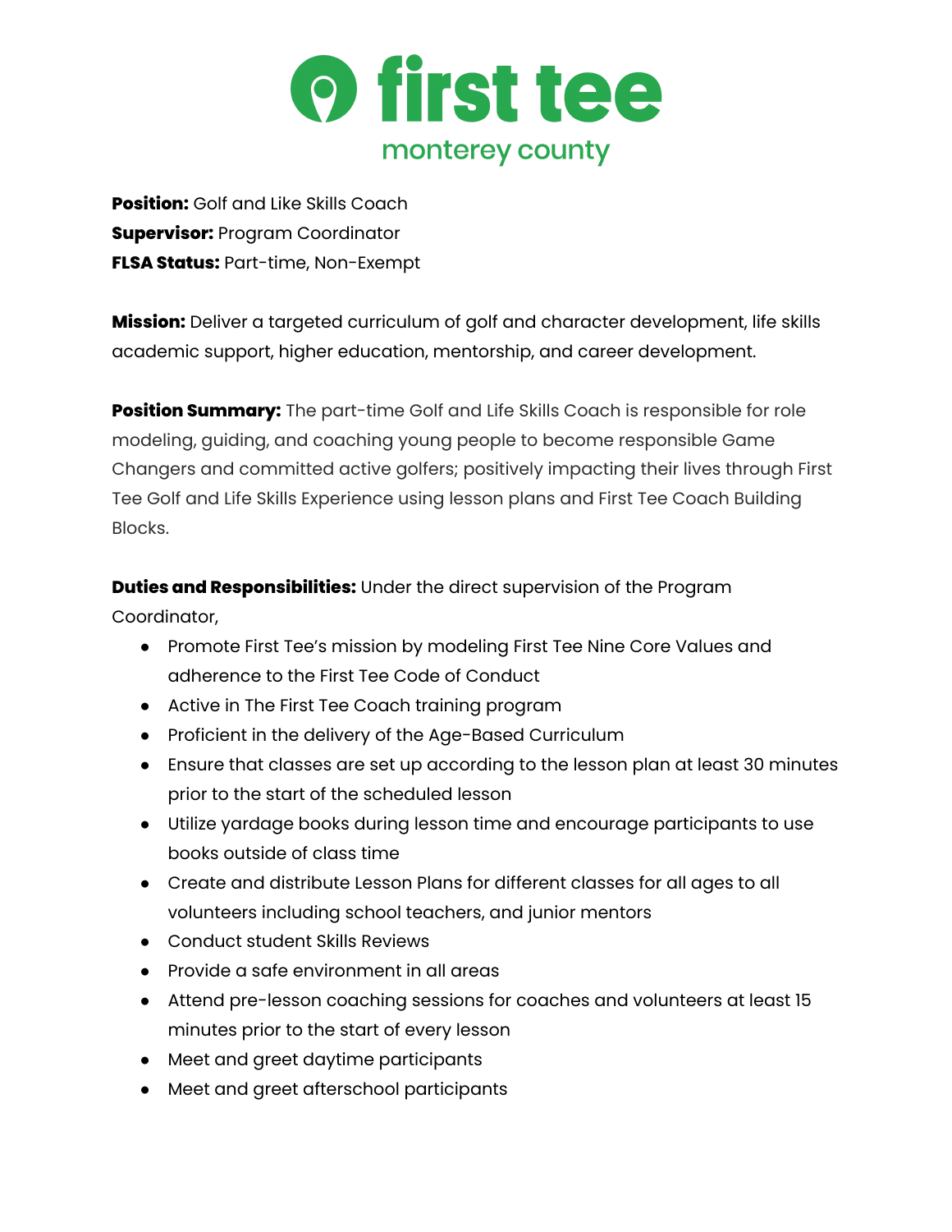# first tee

monterey county

**Position:** Golf and Like Skills Coach
**Supervisor:** Program Coordinator
**FLSA Status:** Part-time, Non-Exempt

**Mission:** Deliver a targeted curriculum of golf and character development, life skills academic support, higher education, mentorship, and career development.

**Position Summary:** The part-time Golf and Life Skills Coach is responsible for role modeling, guiding, and coaching young people to become responsible Game Changers and committed active golfers; positively impacting their lives through First Tee Golf and Life Skills Experience using lesson plans and First Tee Coach Building Blocks.

**Duties and Responsibilities:** Under the direct supervision of the Program Coordinator,

- Promote First Tee's mission by modeling First Tee Nine Core Values and adherence to the First Tee Code of Conduct
- Active in The First Tee Coach training program
- Proficient in the delivery of the Age-Based Curriculum
- Ensure that classes are set up according to the lesson plan at least 30 minutes prior to the start of the scheduled lesson
- Utilize yardage books during lesson time and encourage participants to use books outside of class time
- Create and distribute Lesson Plans for different classes for all ages to all volunteers including school teachers, and junior mentors
- Conduct student Skills Reviews
- Provide a safe environment in all areas
- Attend pre-lesson coaching sessions for coaches and volunteers at least 15 minutes prior to the start of every lesson
- Meet and greet daytime participants
- Meet and greet afterschool participants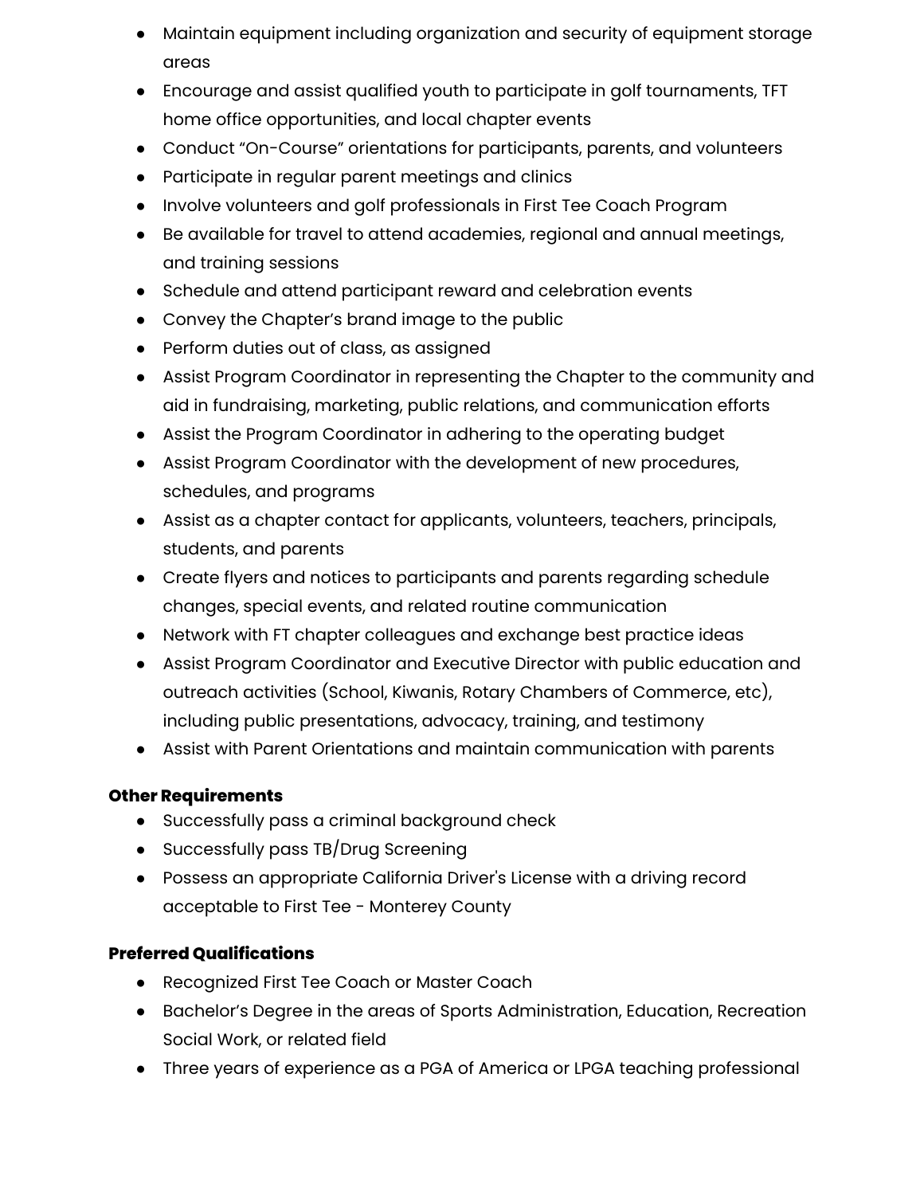- Maintain equipment including organization and security of equipment storage areas
- Encourage and assist qualified youth to participate in golf tournaments, TFT home office opportunities, and local chapter events
- Conduct "On-Course" orientations for participants, parents, and volunteers
- Participate in regular parent meetings and clinics
- Involve volunteers and golf professionals in First Tee Coach Program
- Be available for travel to attend academies, regional and annual meetings, and training sessions
- Schedule and attend participant reward and celebration events
- Convey the Chapter's brand image to the public
- Perform duties out of class, as assigned
- Assist Program Coordinator in representing the Chapter to the community and aid in fundraising, marketing, public relations, and communication efforts
- Assist the Program Coordinator in adhering to the operating budget
- Assist Program Coordinator with the development of new procedures, schedules, and programs
- Assist as a chapter contact for applicants, volunteers, teachers, principals, students, and parents
- Create flyers and notices to participants and parents regarding schedule changes, special events, and related routine communication
- Network with FT chapter colleagues and exchange best practice ideas
- Assist Program Coordinator and Executive Director with public education and outreach activities (School, Kiwanis, Rotary Chambers of Commerce, etc), including public presentations, advocacy, training, and testimony
- Assist with Parent Orientations and maintain communication with parents

**Other Requirements**

- Successfully pass a criminal background check
- Successfully pass TB/Drug Screening
- Possess an appropriate California Driver's License with a driving record acceptable to First Tee - Monterey County

**Preferred Qualifications**

- Recognized First Tee Coach or Master Coach
- Bachelor's Degree in the areas of Sports Administration, Education, Recreation Social Work, or related field
- Three years of experience as a PGA of America or LPGA teaching professional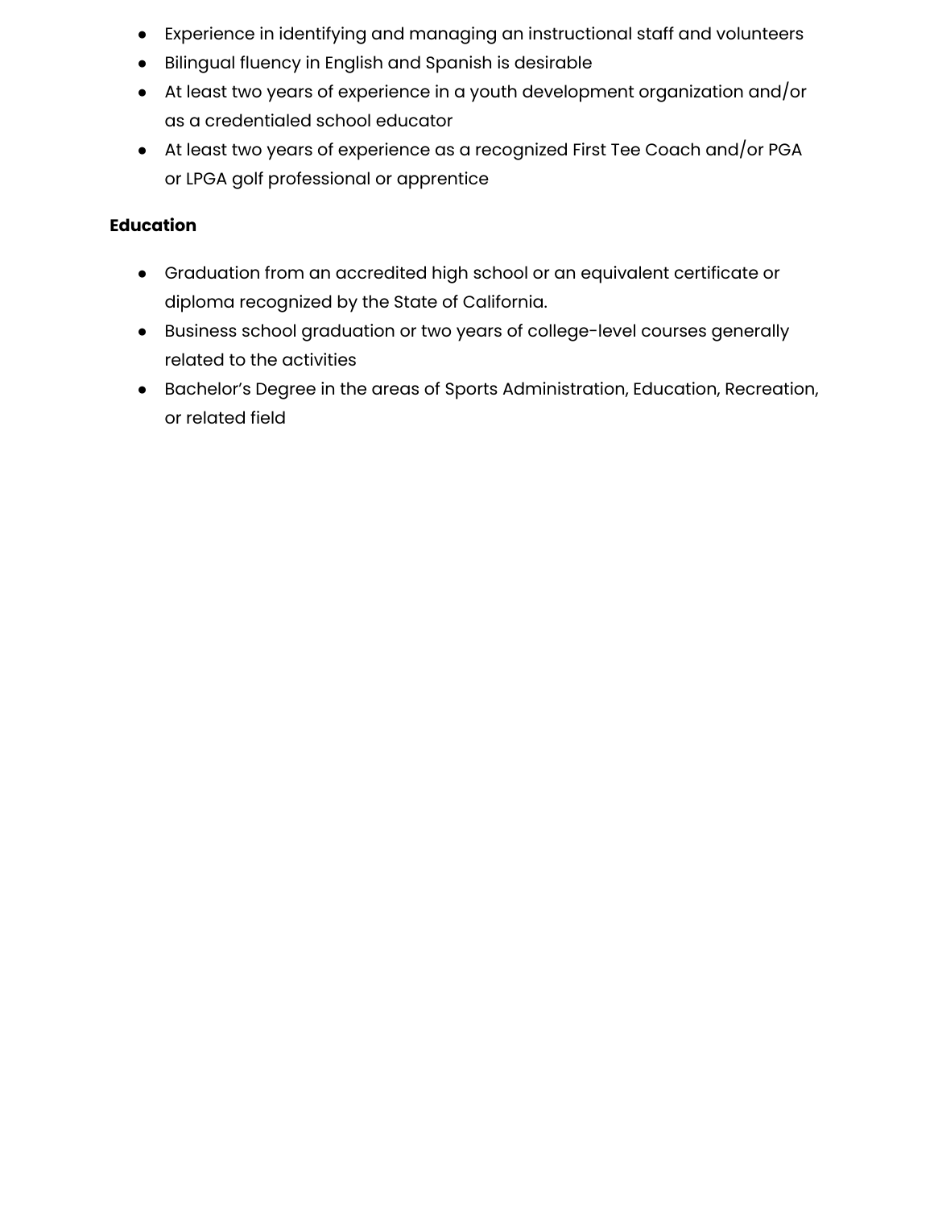- Experience in identifying and managing an instructional staff and volunteers
- Bilingual fluency in English and Spanish is desirable
- At least two years of experience in a youth development organization and/or as a credentialed school educator
- At least two years of experience as a recognized First Tee Coach and/or PGA or LPGA golf professional or apprentice

**Education**

- Graduation from an accredited high school or an equivalent certificate or diploma recognized by the State of California.
- Business school graduation or two years of college-level courses generally related to the activities
- Bachelor’s Degree in the areas of Sports Administration, Education, Recreation, or related field